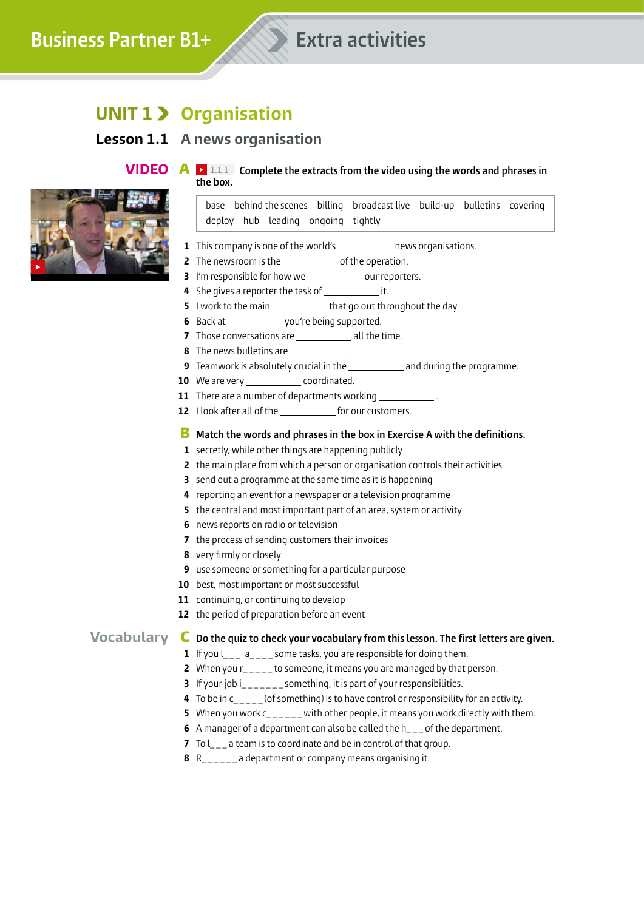# UNIT 1 Organisation

## Lesson 1.1 A news organisation

**VIDEO**

**A** 1.1.1 **Complete the extracts from the video using the words and phrases in the box.**

| |
|---|
| base behind the scenes billing broadcast live build-up bulletins covering deploy hub leading ongoing tightly |

1. This company is one of the world's ___________ news organisations.
2. The newsroom is the ___________ of the operation.
3. I'm responsible for how we ___________ our reporters.
4. She gives a reporter the task of ___________ it.
5. I work to the main ___________ that go out throughout the day.
6. Back at ___________ you're being supported.
7. Those conversations are ___________ all the time.
8. The news bulletins are ___________ .
9. Teamwork is absolutely crucial in the ___________ and during the programme.
10. We are very ___________ coordinated.
11. There are a number of departments working ___________ .
12. I look after all of the ___________ for our customers.

**B** **Match the words and phrases in the box in Exercise A with the definitions.**

1. secretly, while other things are happening publicly
2. the main place from which a person or organisation controls their activities
3. send out a programme at the same time as it is happening
4. reporting an event for a newspaper or a television programme
5. the central and most important part of an area, system or activity
6. news reports on radio or television
7. the process of sending customers their invoices
8. very firmly or closely
9. use someone or something for a particular purpose
10. best, most important or most successful
11. continuing, or continuing to develop
12. the period of preparation before an event

**Vocabulary**

**C** **Do the quiz to check your vocabulary from this lesson. The first letters are given.**

1. If you l_ _ _ a_ _ _ _ some tasks, you are responsible for doing them.
2. When you r_ _ _ _ _ to someone, it means you are managed by that person.
3. If your job i_ _ _ _ _ _ _ something, it is part of your responsibilities.
4. To be in c_ _ _ _ _ (of something) is to have control or responsibility for an activity.
5. When you work c_ _ _ _ _ _ with other people, it means you work directly with them.
6. A manager of a department can also be called the h_ _ _ of the department.
7. To l_ _ _ a team is to coordinate and be in control of that group.
8. R_ _ _ _ _ _ a department or company means organising it.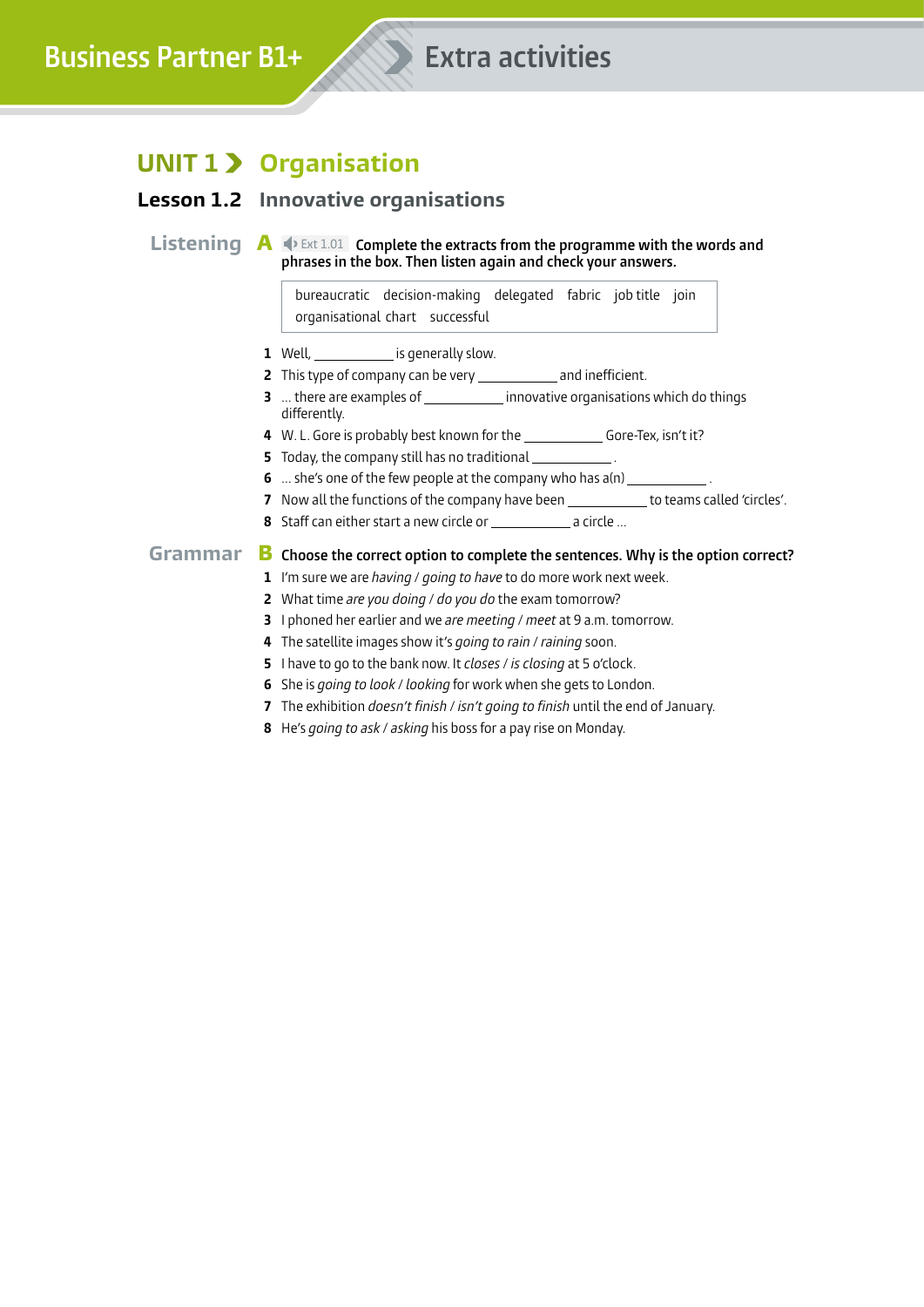# UNIT 1 › Organisation

## Lesson 1.2 Innovative organisations

### Listening

**A** Ext 1.01 **Complete the extracts from the programme with the words and phrases in the box. Then listen again and check your answers.**

| |
|---|
| bureaucratic decision-making delegated fabric job title join organisational chart successful |

1. Well, ___________ is generally slow.
2. This type of company can be very ___________ and inefficient.
3. … there are examples of ___________ innovative organisations which do things differently.
4. W. L. Gore is probably best known for the ___________ Gore-Tex, isn't it?
5. Today, the company still has no traditional ___________ .
6. … she's one of the few people at the company who has a(n) ___________ .
7. Now all the functions of the company have been ___________ to teams called 'circles'.
8. Staff can either start a new circle or ___________ a circle …

### Grammar

**B Choose the correct option to complete the sentences. Why is the option correct?**

1. I'm sure we are *having* / *going to have* to do more work next week.
2. What time *are you doing* / *do you do* the exam tomorrow?
3. I phoned her earlier and we *are meeting* / *meet* at 9 a.m. tomorrow.
4. The satellite images show it's *going to rain* / *raining* soon.
5. I have to go to the bank now. It *closes* / *is closing* at 5 o'clock.
6. She is *going to look* / *looking* for work when she gets to London.
7. The exhibition *doesn't finish* / *isn't going to finish* until the end of January.
8. He's *going to ask* / *asking* his boss for a pay rise on Monday.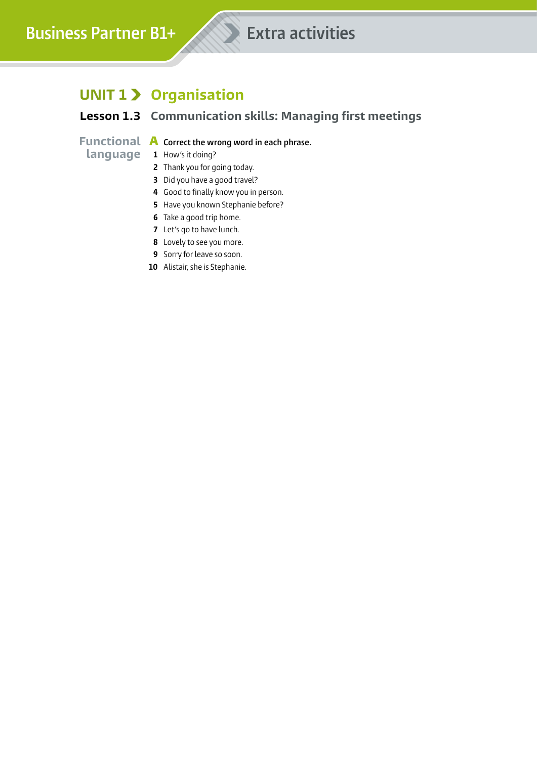# UNIT 1 › Organisation

## Lesson 1.3 Communication skills: Managing first meetings

### Functional language

**A Correct the wrong word in each phrase.**

1. How's it doing?
2. Thank you for going today.
3. Did you have a good travel?
4. Good to finally know you in person.
5. Have you known Stephanie before?
6. Take a good trip home.
7. Let's go to have lunch.
8. Lovely to see you more.
9. Sorry for leave so soon.
10. Alistair, she is Stephanie.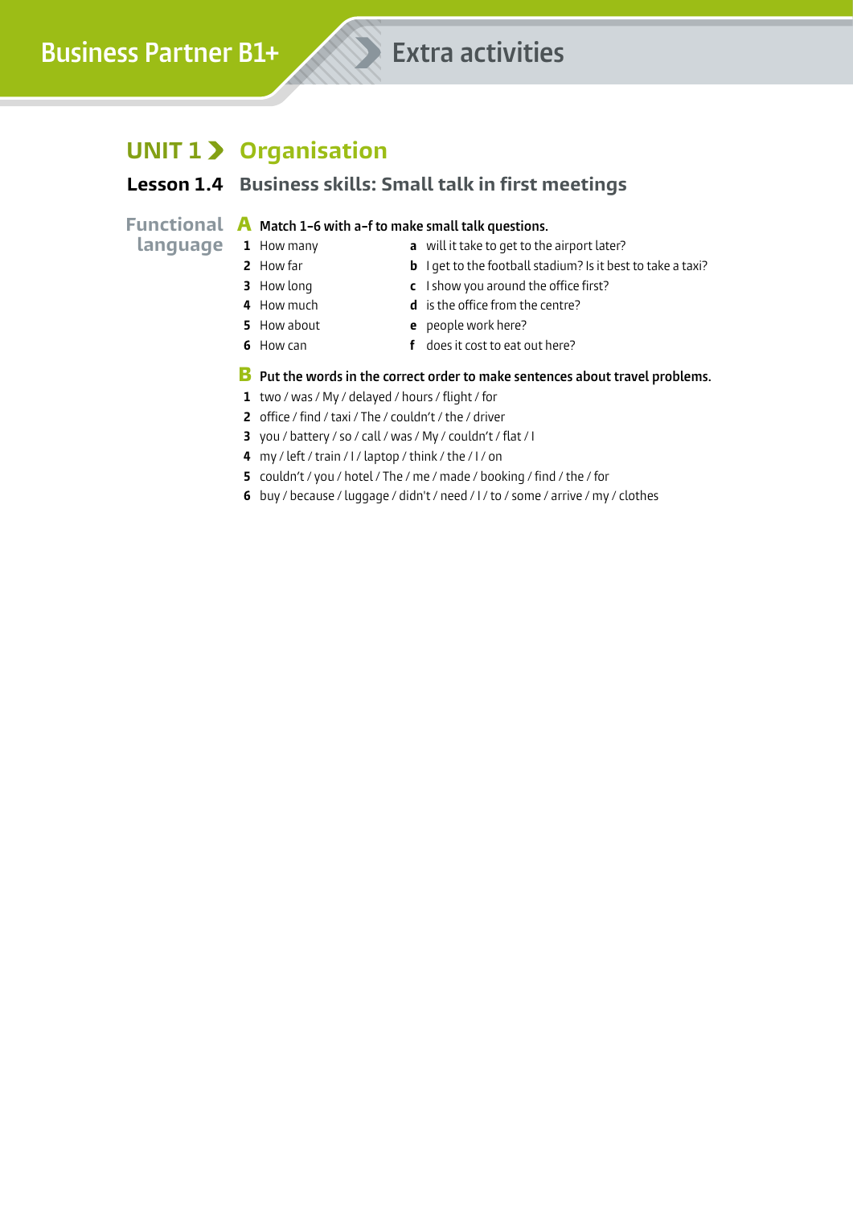## UNIT 1 › Organisation

### Lesson 1.4 Business skills: Small talk in first meetings

**Functional language**

**A** **Match 1–6 with a–f to make small talk questions.**

**1** How many
**2** How far
**3** How long
**4** How much
**5** How about
**6** How can

**a** will it take to get to the airport later?
**b** I get to the football stadium? Is it best to take a taxi?
**c** I show you around the office first?
**d** is the office from the centre?
**e** people work here?
**f** does it cost to eat out here?

**B** **Put the words in the correct order to make sentences about travel problems.**

**1** two / was / My / delayed / hours / flight / for
**2** office / find / taxi / The / couldn't / the / driver
**3** you / battery / so / call / was / My / couldn't / flat / I
**4** my / left / train / I / laptop / think / the / I / on
**5** couldn't / you / hotel / The / me / made / booking / find / the / for
**6** buy / because / luggage / didn't / need / I / to / some / arrive / my / clothes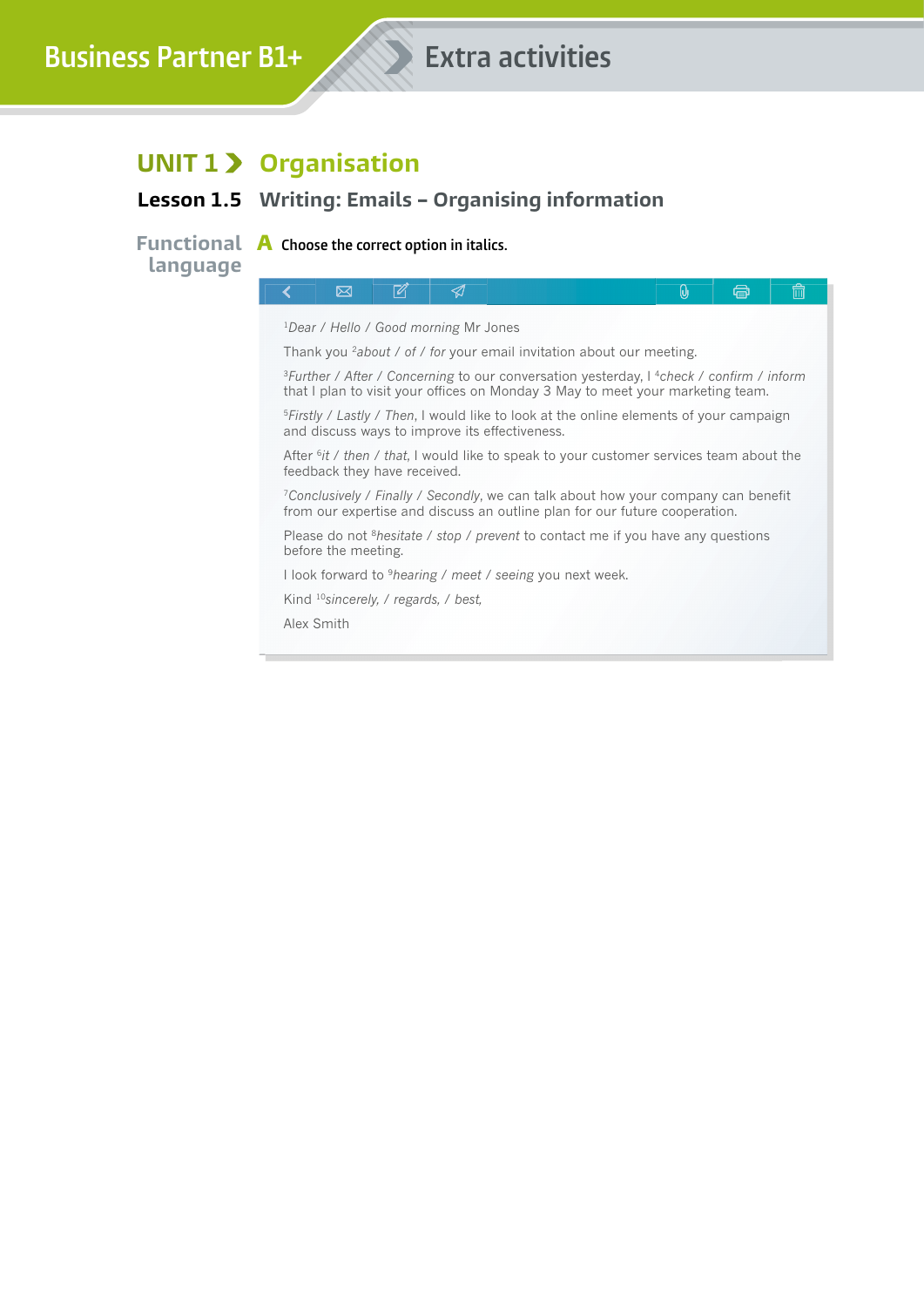## UNIT 1 › Organisation

### Lesson 1.5 Writing: Emails – Organising information

**Functional language**

**A** Choose the correct option in italics.

[1]*Dear / Hello / Good morning* Mr Jones

Thank you [2]*about / of / for* your email invitation about our meeting.

[3]*Further / After / Concerning* to our conversation yesterday, I [4]*check / confirm / inform* that I plan to visit your offices on Monday 3 May to meet your marketing team.

[5]*Firstly / Lastly / Then*, I would like to look at the online elements of your campaign and discuss ways to improve its effectiveness.

After [6]*it / then / that*, I would like to speak to your customer services team about the feedback they have received.

[7]*Conclusively / Finally / Secondly*, we can talk about how your company can benefit from our expertise and discuss an outline plan for our future cooperation.

Please do not [8]*hesitate / stop / prevent* to contact me if you have any questions before the meeting.

I look forward to [9]*hearing / meet / seeing* you next week.

Kind [10]*sincerely, / regards, / best,*

Alex Smith